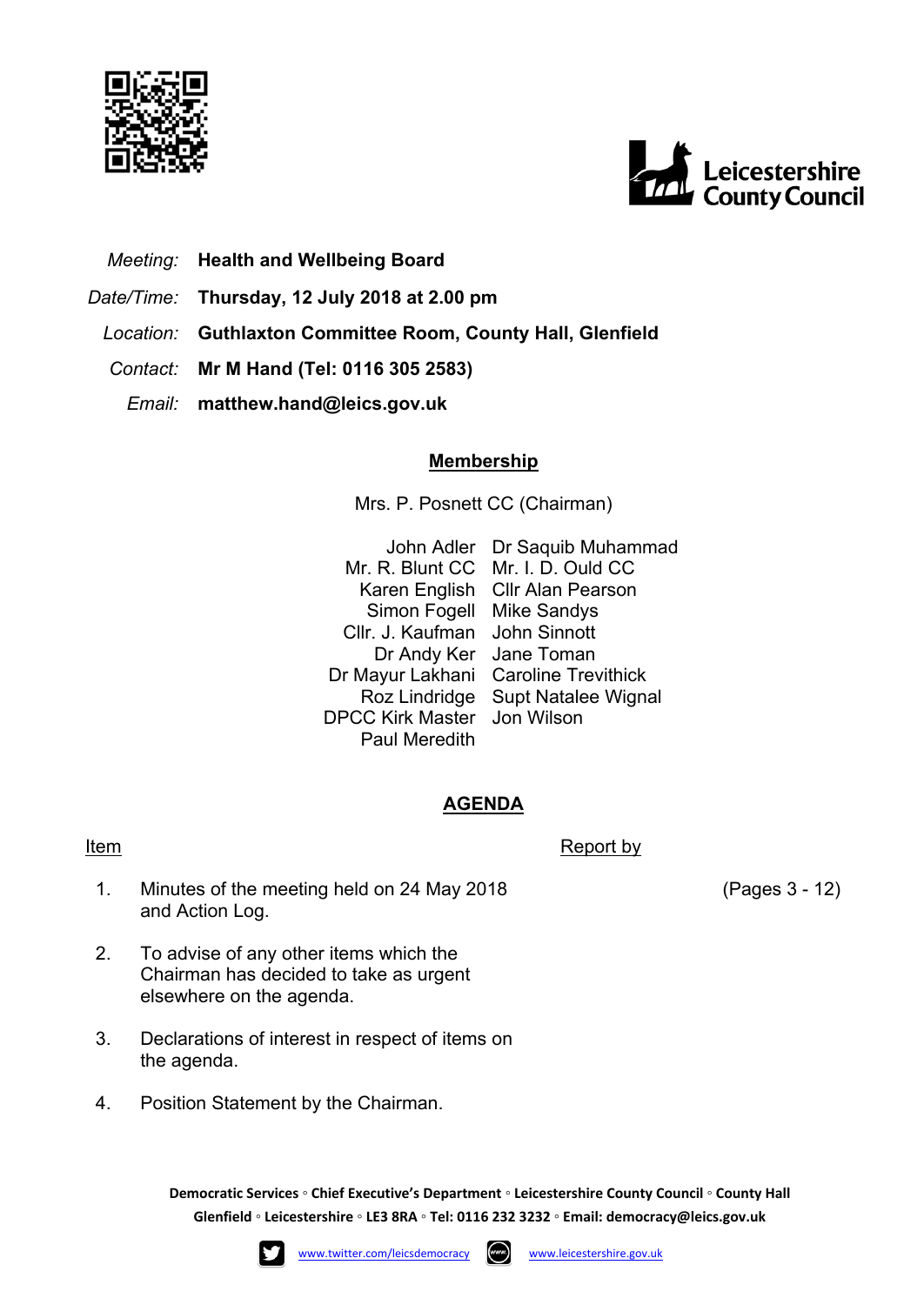Leicestershire County Council

*Meeting:* **Health and Wellbeing Board**

*Date/Time:* **Thursday, 12 July 2018 at 2.00 pm**

*Location:* **Guthlaxton Committee Room, County Hall, Glenfield**

*Contact:* **Mr M Hand (Tel: 0116 305 2583)**

*Email:* **matthew.hand@leics.gov.uk**

## Membership

Mrs. P. Posnett CC (Chairman)

| | |
|---|---|
| John Adler | Dr Saquib Muhammad |
| Mr. R. Blunt CC | Mr. I. D. Ould CC |
| Karen English | Cllr Alan Pearson |
| Simon Fogell | Mike Sandys |
| Cllr. J. Kaufman | John Sinnott |
| Dr Andy Ker | Jane Toman |
| Dr Mayur Lakhani | Caroline Trevithick |
| Roz Lindridge | Supt Natalee Wignal |
| DPCC Kirk Master | Jon Wilson |
| Paul Meredith | |

## AGENDA

| Item | | Report by | |
|---|---|---|---|
| 1. | Minutes of the meeting held on 24 May 2018 and Action Log. | | (Pages 3 - 12) |
| 2. | To advise of any other items which the Chairman has decided to take as urgent elsewhere on the agenda. | | |
| 3. | Declarations of interest in respect of items on the agenda. | | |
| 4. | Position Statement by the Chairman. | | |

**Democratic Services ◦ Chief Executive's Department ◦ Leicestershire County Council ◦ County Hall Glenfield ◦ Leicestershire ◦ LE3 8RA ◦ Tel: 0116 232 3232 ◦ Email: democracy@leics.gov.uk**

www.twitter.com/leicsdemocracy www.leicestershire.gov.uk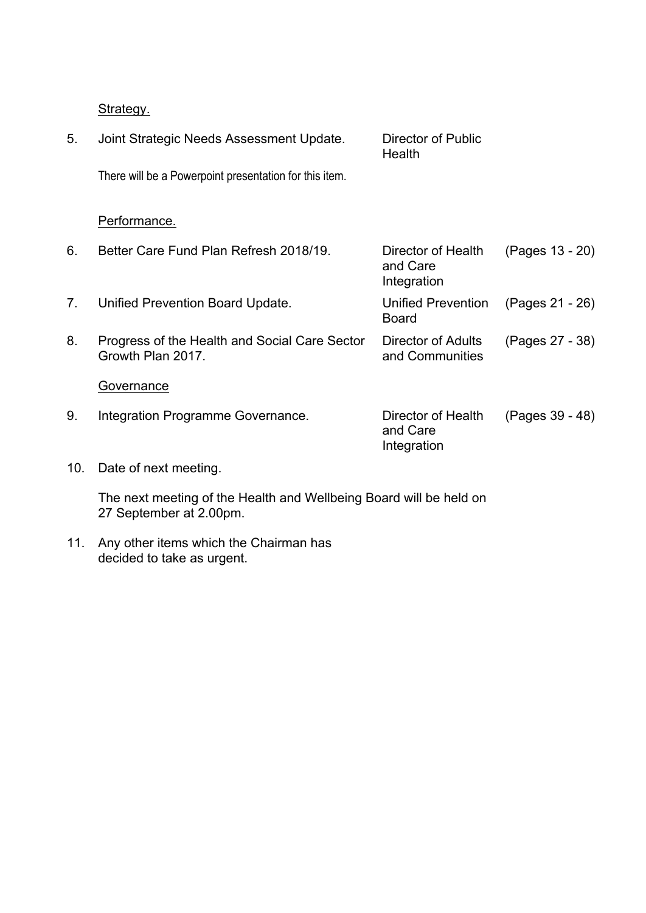Strategy.

| | | | |
|---|---|---|---|
| 5. | Joint Strategic Needs Assessment Update.<br><br>There will be a Powerpoint presentation for this item. | Director of Public Health | |
| | Performance. | | |
| 6. | Better Care Fund Plan Refresh 2018/19. | Director of Health and Care Integration | (Pages 13 - 20) |
| 7. | Unified Prevention Board Update. | Unified Prevention Board | (Pages 21 - 26) |
| 8. | Progress of the Health and Social Care Sector Growth Plan 2017. | Director of Adults and Communities | (Pages 27 - 38) |
| | Governance | | |
| 9. | Integration Programme Governance. | Director of Health and Care Integration | (Pages 39 - 48) |
| 10. | Date of next meeting.<br><br>The next meeting of the Health and Wellbeing Board will be held on 27 September at 2.00pm. | | |
| 11. | Any other items which the Chairman has decided to take as urgent. | | |